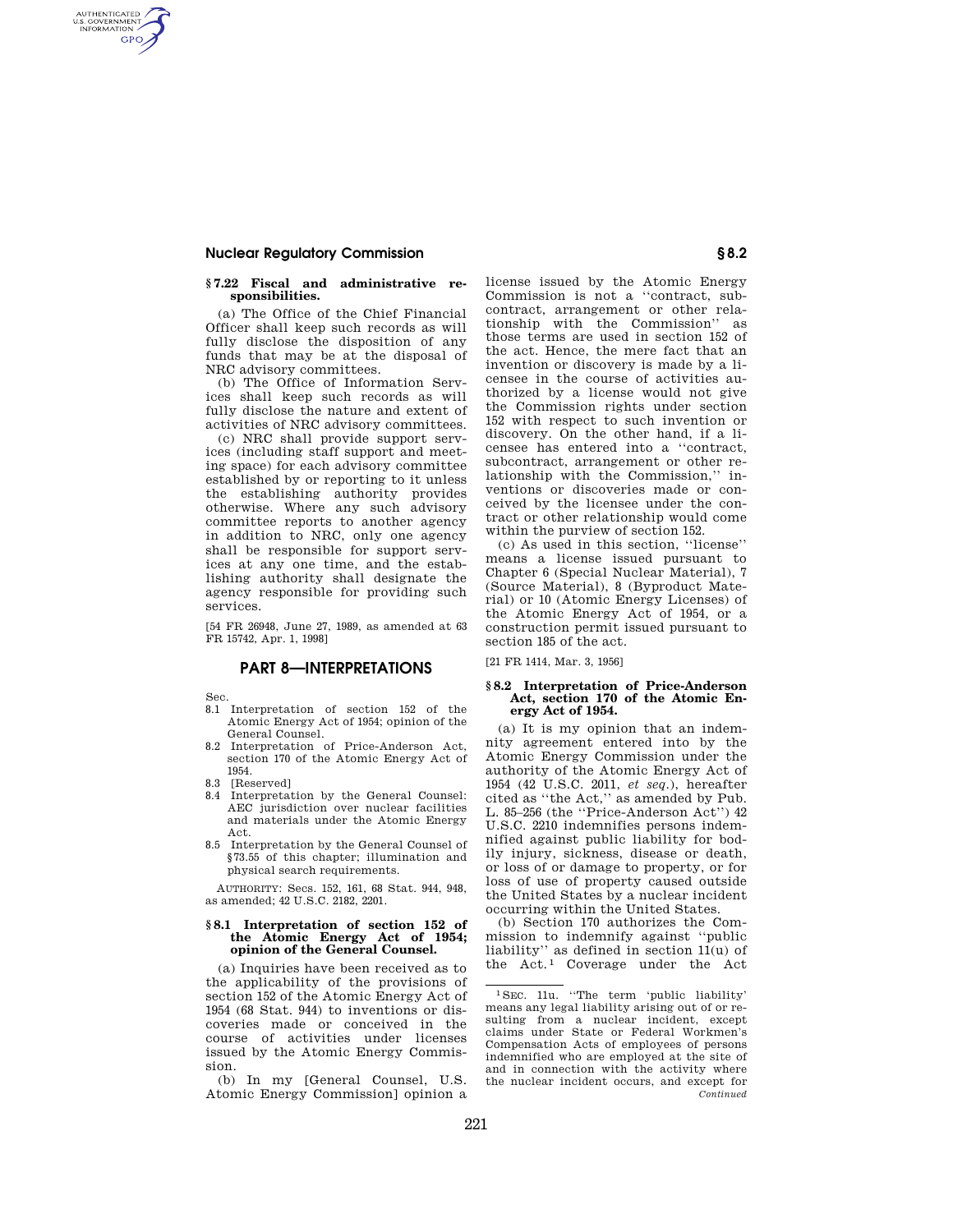### § 7.22 Fiscal and administrative responsibilities.

(a) The Office of the Chief Financial Officer shall keep such records as will fully disclose the disposition of any funds that may be at the disposal of NRC advisory committees.

(b) The Office of Information Services shall keep such records as will fully disclose the nature and extent of activities of NRC advisory committees.

(c) NRC shall provide support services (including staff support and meeting space) for each advisory committee established by or reporting to it unless the establishing authority provides otherwise. Where any such advisory committee reports to another agency in addition to NRC, only one agency shall be responsible for support services at any one time, and the establishing authority shall designate the agency responsible for providing such services.

[54 FR 26948, June 27, 1989, as amended at 63 FR 15742, Apr. 1, 1998]

## PART 8—INTERPRETATIONS

Sec.

8.1 Interpretation of section 152 of the Atomic Energy Act of 1954; opinion of the General Counsel.

8.2 Interpretation of Price-Anderson Act, section 170 of the Atomic Energy Act of 1954.

8.3 [Reserved]

8.4 Interpretation by the General Counsel: AEC jurisdiction over nuclear facilities and materials under the Atomic Energy Act.

8.5 Interpretation by the General Counsel of §73.55 of this chapter; illumination and physical search requirements.

AUTHORITY: Secs. 152, 161, 68 Stat. 944, 948, as amended; 42 U.S.C. 2182, 2201.

### § 8.1 Interpretation of section 152 of the Atomic Energy Act of 1954; opinion of the General Counsel.

(a) Inquiries have been received as to the applicability of the provisions of section 152 of the Atomic Energy Act of 1954 (68 Stat. 944) to inventions or discoveries made or conceived in the course of activities under licenses issued by the Atomic Energy Commission.

(b) In my [General Counsel, U.S. Atomic Energy Commission] opinion a license issued by the Atomic Energy Commission is not a "contract, subcontract, arrangement or other relationship with the Commission" as those terms are used in section 152 of the act. Hence, the mere fact that an invention or discovery is made by a licensee in the course of activities authorized by a license would not give the Commission rights under section 152 with respect to such invention or discovery. On the other hand, if a licensee has entered into a "contract, subcontract, arrangement or other relationship with the Commission," inventions or discoveries made or conceived by the licensee under the contract or other relationship would come within the purview of section 152.

(c) As used in this section, "license" means a license issued pursuant to Chapter 6 (Special Nuclear Material), 7 (Source Material), 8 (Byproduct Material) or 10 (Atomic Energy Licenses) of the Atomic Energy Act of 1954, or a construction permit issued pursuant to section 185 of the act.

[21 FR 1414, Mar. 3, 1956]

### § 8.2 Interpretation of Price-Anderson Act, section 170 of the Atomic Energy Act of 1954.

(a) It is my opinion that an indemnity agreement entered into by the Atomic Energy Commission under the authority of the Atomic Energy Act of 1954 (42 U.S.C. 2011, *et seq.*), hereafter cited as "the Act," as amended by Pub. L. 85–256 (the "Price-Anderson Act") 42 U.S.C. 2210 indemnifies persons indemnified against public liability for bodily injury, sickness, disease or death, or loss of or damage to property, or for loss of use of property caused outside the United States by a nuclear incident occurring within the United States.

(b) Section 170 authorizes the Commission to indemnify against "public liability" as defined in section 11(u) of the Act.[1] Coverage under the Act

---

[1] SEC. 11u. "The term 'public liability' means any legal liability arising out of or resulting from a nuclear incident, except claims under State or Federal Workmen's Compensation Acts of employees of persons indemnified who are employed at the site of and in connection with the activity where the nuclear incident occurs, and except for *Continued*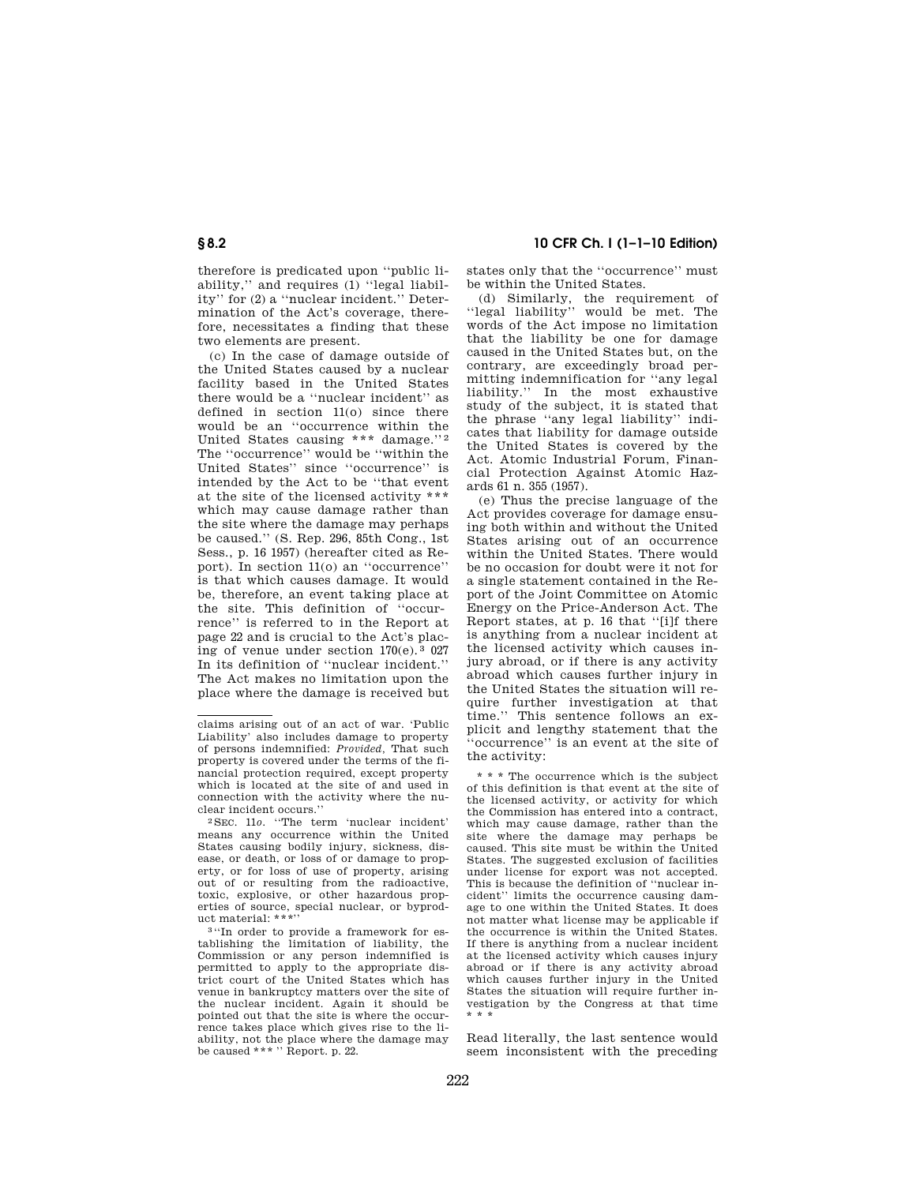therefore is predicated upon ''public liability,'' and requires (1) ''legal liability'' for (2) a ''nuclear incident.'' Determination of the Act's coverage, therefore, necessitates a finding that these two elements are present.

(c) In the case of damage outside of the United States caused by a nuclear facility based in the United States there would be a ''nuclear incident'' as defined in section 11(o) since there would be an ''occurrence within the United States causing \*\*\* damage.''[2] The ''occurrence'' would be ''within the United States'' since ''occurrence'' is intended by the Act to be ''that event at the site of the licensed activity \*\*\* which may cause damage rather than the site where the damage may perhaps be caused.'' (S. Rep. 296, 85th Cong., 1st Sess., p. 16 1957) (hereafter cited as Report). In section 11(o) an ''occurrence'' is that which causes damage. It would be, therefore, an event taking place at the site. This definition of ''occurrence'' is referred to in the Report at page 22 and is crucial to the Act's placing of venue under section 170(e).[3] 027 In its definition of ''nuclear incident.'' The Act makes no limitation upon the place where the damage is received but states only that the ''occurrence'' must be within the United States.

(d) Similarly, the requirement of ''legal liability'' would be met. The words of the Act impose no limitation that the liability be one for damage caused in the United States but, on the contrary, are exceedingly broad permitting indemnification for ''any legal liability.'' In the most exhaustive study of the subject, it is stated that the phrase ''any legal liability'' indicates that liability for damage outside the United States is covered by the Act. Atomic Industrial Forum, Financial Protection Against Atomic Hazards 61 n. 355 (1957).

(e) Thus the precise language of the Act provides coverage for damage ensuing both within and without the United States arising out of an occurrence within the United States. There would be no occasion for doubt were it not for a single statement contained in the Report of the Joint Committee on Atomic Energy on the Price-Anderson Act. The Report states, at p. 16 that ''[i]f there is anything from a nuclear incident at the licensed activity which causes injury abroad, or if there is any activity abroad which causes further injury in the United States the situation will require further investigation at that time.'' This sentence follows an explicit and lengthy statement that the ''occurrence'' is an event at the site of the activity:

> \* \* \* The occurrence which is the subject of this definition is that event at the site of the licensed activity, or activity for which the Commission has entered into a contract, which may cause damage, rather than the site where the damage may perhaps be caused. This site must be within the United States. The suggested exclusion of facilities under license for export was not accepted. This is because the definition of ''nuclear incident'' limits the occurrence causing damage to one within the United States. It does not matter what license may be applicable if the occurrence is within the United States. If there is anything from a nuclear incident at the licensed activity which causes injury abroad or if there is any activity abroad which causes further injury in the United States the situation will require further investigation by the Congress at that time \* \* \*

Read literally, the last sentence would seem inconsistent with the preceding

---

claims arising out of an act of war. 'Public Liability' also includes damage to property of persons indemnified: *Provided,* That such property is covered under the terms of the financial protection required, except property which is located at the site of and used in connection with the activity where the nuclear incident occurs.''

[2] SEC. 11*o.* ''The term 'nuclear incident' means any occurrence within the United States causing bodily injury, sickness, disease, or death, or loss of or damage to property, or for loss of use of property, arising out of or resulting from the radioactive, toxic, explosive, or other hazardous properties of source, special nuclear, or byproduct material: \*\*\*''

[3] ''In order to provide a framework for establishing the limitation of liability, the Commission or any person indemnified is permitted to apply to the appropriate district court of the United States which has venue in bankruptcy matters over the site of the nuclear incident. Again it should be pointed out that the site is where the occurrence takes place which gives rise to the liability, not the place where the damage may be caused \*\*\* '' Report. p. 22.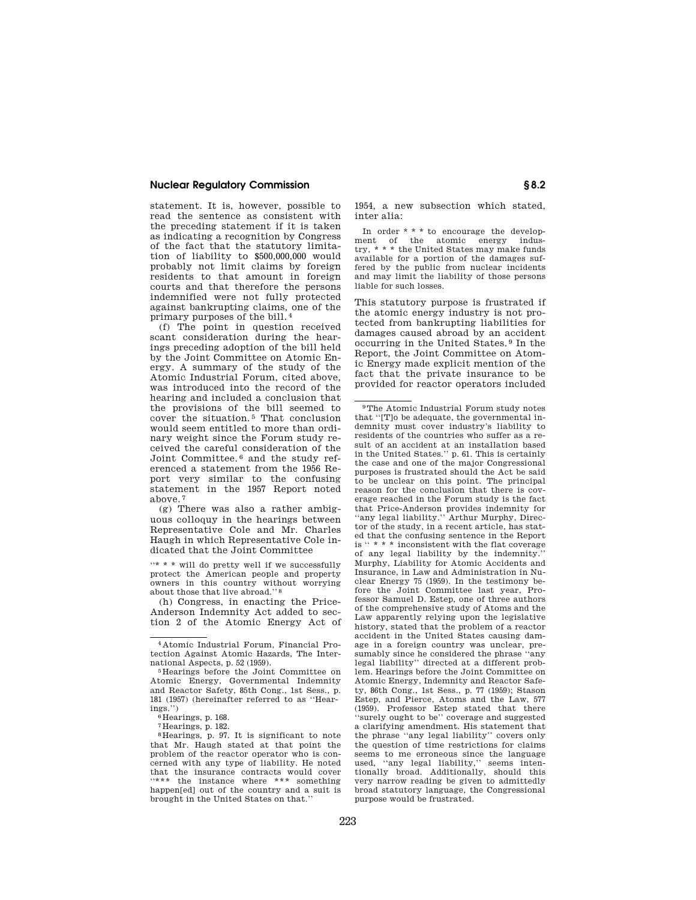statement. It is, however, possible to read the sentence as consistent with the preceding statement if it is taken as indicating a recognition by Congress of the fact that the statutory limitation of liability to $500,000,000 would probably not limit claims by foreign residents to that amount in foreign courts and that therefore the persons indemnified were not fully protected against bankrupting claims, one of the primary purposes of the bill.[4]

(f) The point in question received scant consideration during the hearings preceding adoption of the bill held by the Joint Committee on Atomic Energy. A summary of the study of the Atomic Industrial Forum, cited above, was introduced into the record of the hearing and included a conclusion that the provisions of the bill seemed to cover the situation.[5] That conclusion would seem entitled to more than ordinary weight since the Forum study received the careful consideration of the Joint Committee.[6] and the study referenced a statement from the 1956 Report very similar to the confusing statement in the 1957 Report noted above.[7]

(g) There was also a rather ambiguous colloquy in the hearings between Representative Cole and Mr. Charles Haugh in which Representative Cole indicated that the Joint Committee

> "* * * will do pretty well if we successfully protect the American people and property owners in this country without worrying about those that live abroad."[8]

(h) Congress, in enacting the Price-Anderson Indemnity Act added to section 2 of the Atomic Energy Act of 1954, a new subsection which stated, inter alia:

> In order * * * to encourage the development of the atomic energy industry, * * * the United States may make funds available for a portion of the damages suffered by the public from nuclear incidents and may limit the liability of those persons liable for such losses.

This statutory purpose is frustrated if the atomic energy industry is not protected from bankrupting liabilities for damages caused abroad by an accident occurring in the United States.[9] In the Report, the Joint Committee on Atomic Energy made explicit mention of the fact that the private insurance to be provided for reactor operators included

---

[4] Atomic Industrial Forum, Financial Protection Against Atomic Hazards, The International Aspects, p. 52 (1959).

[5] Hearings before the Joint Committee on Atomic Energy, Governmental Indemnity and Reactor Safety, 85th Cong., 1st Sess., p. 181 (1957) (hereinafter referred to as "Hearings.")

[6] Hearings, p. 168.

[7] Hearings, p. 182.

[8] Hearings, p. 97. It is significant to note that Mr. Haugh stated at that point the problem of the reactor operator who is concerned with any type of liability. He noted that the insurance contracts would cover "*** the instance where *** something happen[ed] out of the country and a suit is brought in the United States on that."

[9] The Atomic Industrial Forum study notes that "[T]o be adequate, the governmental indemnity must cover industry's liability to residents of the countries who suffer as a result of an accident at an installation based in the United States." p. 61. This is certainly the case and one of the major Congressional purposes is frustrated should the Act be said to be unclear on this point. The principal reason for the conclusion that there is coverage reached in the Forum study is the fact that Price-Anderson provides indemnity for "any legal liability." Arthur Murphy, Director of the study, in a recent article, has stated that the confusing sentence in the Report is " * * * inconsistent with the flat coverage of any legal liability by the indemnity." Murphy, Liability for Atomic Accidents and Insurance, in Law and Administration in Nuclear Energy 75 (1959). In the testimony before the Joint Committee last year, Professor Samuel D. Estep, one of three authors of the comprehensive study of Atoms and the Law apparently relying upon the legislative history, stated that the problem of a reactor accident in the United States causing damage in a foreign country was unclear, presumably since he considered the phrase "any legal liability" directed at a different problem. Hearings before the Joint Committee on Atomic Energy, Indemnity and Reactor Safety, 86th Cong., 1st Sess., p. 77 (1959); Stason Estep, and Pierce, Atoms and the Law, 577 (1959). Professor Estep stated that there "surely ought to be" coverage and suggested a clarifying amendment. His statement that the phrase "any legal liability" covers only the question of time restrictions for claims seems to me erroneous since the language used, "any legal liability," seems intentionally broad. Additionally, should this very narrow reading be given to admittedly broad statutory language, the Congressional purpose would be frustrated.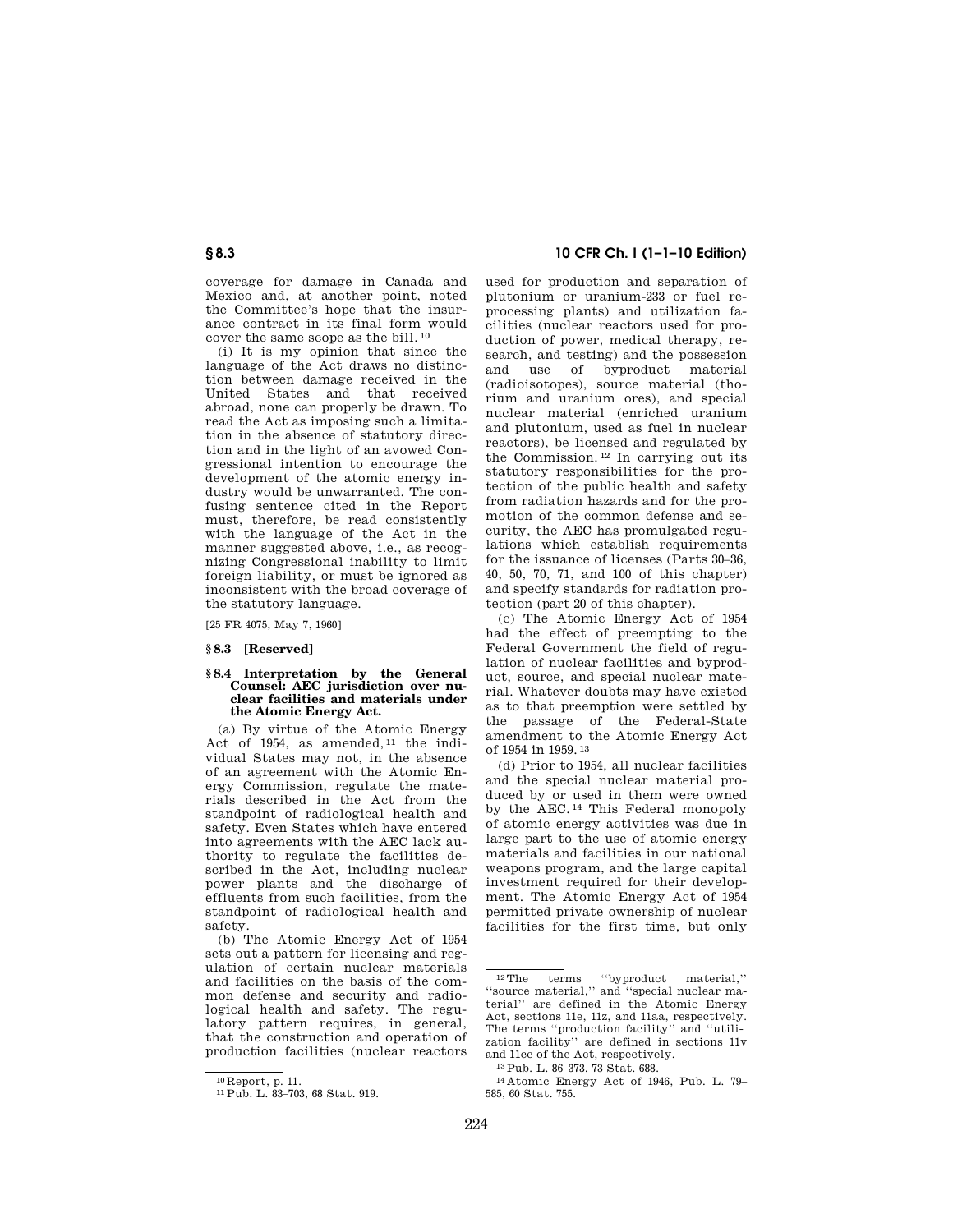coverage for damage in Canada and Mexico and, at another point, noted the Committee's hope that the insurance contract in its final form would cover the same scope as the bill.[10]

(i) It is my opinion that since the language of the Act draws no distinction between damage received in the United States and that received abroad, none can properly be drawn. To read the Act as imposing such a limitation in the absence of statutory direction and in the light of an avowed Congressional intention to encourage the development of the atomic energy industry would be unwarranted. The confusing sentence cited in the Report must, therefore, be read consistently with the language of the Act in the manner suggested above, i.e., as recognizing Congressional inability to limit foreign liability, or must be ignored as inconsistent with the broad coverage of the statutory language.

[25 FR 4075, May 7, 1960]

### § 8.3 [Reserved]

### § 8.4 Interpretation by the General Counsel: AEC jurisdiction over nuclear facilities and materials under the Atomic Energy Act.

(a) By virtue of the Atomic Energy Act of 1954, as amended,[11] the individual States may not, in the absence of an agreement with the Atomic Energy Commission, regulate the materials described in the Act from the standpoint of radiological health and safety. Even States which have entered into agreements with the AEC lack authority to regulate the facilities described in the Act, including nuclear power plants and the discharge of effluents from such facilities, from the standpoint of radiological health and safety.

(b) The Atomic Energy Act of 1954 sets out a pattern for licensing and regulation of certain nuclear materials and facilities on the basis of the common defense and security and radiological health and safety. The regulatory pattern requires, in general, that the construction and operation of production facilities (nuclear reactors used for production and separation of plutonium or uranium-233 or fuel reprocessing plants) and utilization facilities (nuclear reactors used for production of power, medical therapy, research, and testing) and the possession and use of byproduct material (radioisotopes), source material (thorium and uranium ores), and special nuclear material (enriched uranium and plutonium, used as fuel in nuclear reactors), be licensed and regulated by the Commission.[12] In carrying out its statutory responsibilities for the protection of the public health and safety from radiation hazards and for the promotion of the common defense and security, the AEC has promulgated regulations which establish requirements for the issuance of licenses (Parts 30–36, 40, 50, 70, 71, and 100 of this chapter) and specify standards for radiation protection (part 20 of this chapter).

(c) The Atomic Energy Act of 1954 had the effect of preempting to the Federal Government the field of regulation of nuclear facilities and byproduct, source, and special nuclear material. Whatever doubts may have existed as to that preemption were settled by the passage of the Federal-State amendment to the Atomic Energy Act of 1954 in 1959.[13]

(d) Prior to 1954, all nuclear facilities and the special nuclear material produced by or used in them were owned by the AEC.[14] This Federal monopoly of atomic energy activities was due in large part to the use of atomic energy materials and facilities in our national weapons program, and the large capital investment required for their development. The Atomic Energy Act of 1954 permitted private ownership of nuclear facilities for the first time, but only

---

[10] Report, p. 11.

[11] Pub. L. 83–703, 68 Stat. 919.

[12] The terms "byproduct material," "source material," and "special nuclear material" are defined in the Atomic Energy Act, sections 11e, 11z, and 11aa, respectively. The terms "production facility" and "utilization facility" are defined in sections 11v and 11cc of the Act, respectively.

[13] Pub. L. 86–373, 73 Stat. 688.

[14] Atomic Energy Act of 1946, Pub. L. 79–585, 60 Stat. 755.